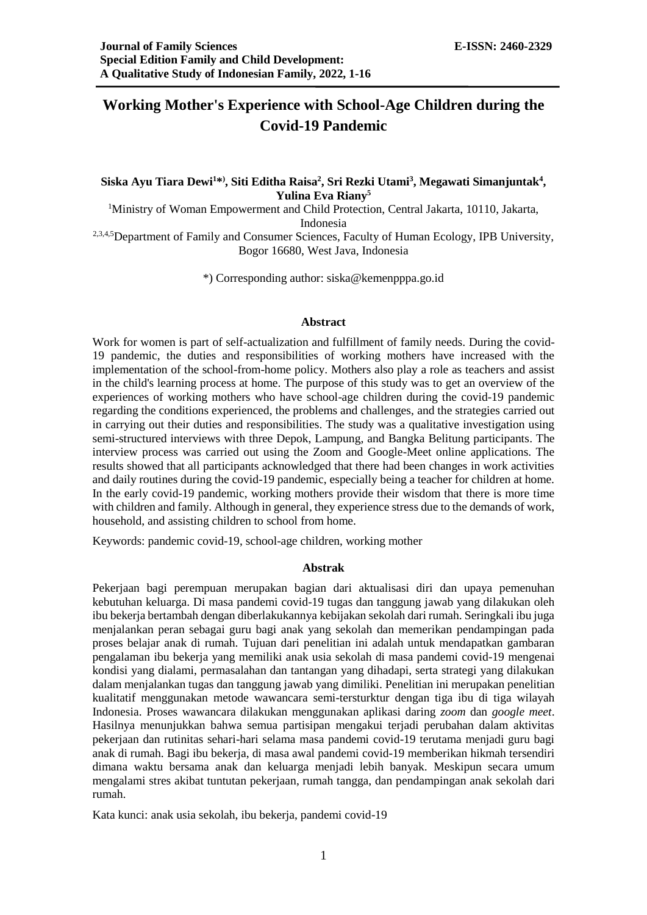# Working Mother's Experience with School-Age Children during the Covid-19 Pandemic

**Siska Ayu Tiara Dewi[1*)], Siti Editha Raisa[2], Sri Rezki Utami[3], Megawati Simanjuntak[4], Yulina Eva Riany[5]**

[1]Ministry of Woman Empowerment and Child Protection, Central Jakarta, 10110, Jakarta, Indonesia

[2,3,4,5]Department of Family and Consumer Sciences, Faculty of Human Ecology, IPB University, Bogor 16680, West Java, Indonesia

*) Corresponding author: siska@kemenpppa.go.id

## Abstract

Work for women is part of self-actualization and fulfillment of family needs. During the covid-19 pandemic, the duties and responsibilities of working mothers have increased with the implementation of the school-from-home policy. Mothers also play a role as teachers and assist in the child's learning process at home. The purpose of this study was to get an overview of the experiences of working mothers who have school-age children during the covid-19 pandemic regarding the conditions experienced, the problems and challenges, and the strategies carried out in carrying out their duties and responsibilities. The study was a qualitative investigation using semi-structured interviews with three Depok, Lampung, and Bangka Belitung participants. The interview process was carried out using the Zoom and Google-Meet online applications. The results showed that all participants acknowledged that there had been changes in work activities and daily routines during the covid-19 pandemic, especially being a teacher for children at home. In the early covid-19 pandemic, working mothers provide their wisdom that there is more time with children and family. Although in general, they experience stress due to the demands of work, household, and assisting children to school from home.

Keywords: pandemic covid-19, school-age children, working mother

## Abstrak

Pekerjaan bagi perempuan merupakan bagian dari aktualisasi diri dan upaya pemenuhan kebutuhan keluarga. Di masa pandemi covid-19 tugas dan tanggung jawab yang dilakukan oleh ibu bekerja bertambah dengan diberlakukannya kebijakan sekolah dari rumah. Seringkali ibu juga menjalankan peran sebagai guru bagi anak yang sekolah dan memerikan pendampingan pada proses belajar anak di rumah. Tujuan dari penelitian ini adalah untuk mendapatkan gambaran pengalaman ibu bekerja yang memiliki anak usia sekolah di masa pandemi covid-19 mengenai kondisi yang dialami, permasalahan dan tantangan yang dihadapi, serta strategi yang dilakukan dalam menjalankan tugas dan tanggung jawab yang dimiliki. Penelitian ini merupakan penelitian kualitatif menggunakan metode wawancara semi-tersturktur dengan tiga ibu di tiga wilayah Indonesia. Proses wawancara dilakukan menggunakan aplikasi daring *zoom* dan *google meet*. Hasilnya menunjukkan bahwa semua partisipan mengakui terjadi perubahan dalam aktivitas pekerjaan dan rutinitas sehari-hari selama masa pandemi covid-19 terutama menjadi guru bagi anak di rumah. Bagi ibu bekerja, di masa awal pandemi covid-19 memberikan hikmah tersendiri dimana waktu bersama anak dan keluarga menjadi lebih banyak. Meskipun secara umum mengalami stres akibat tuntutan pekerjaan, rumah tangga, dan pendampingan anak sekolah dari rumah.

Kata kunci: anak usia sekolah, ibu bekerja, pandemi covid-19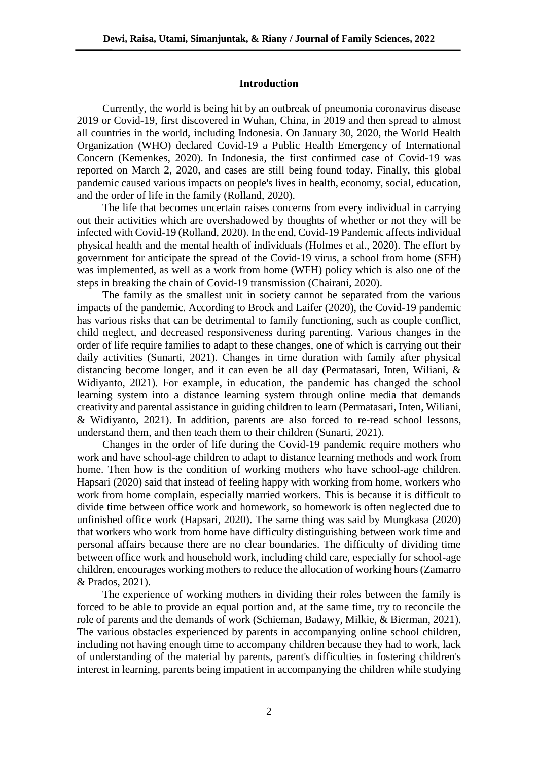## Introduction

Currently, the world is being hit by an outbreak of pneumonia coronavirus disease 2019 or Covid-19, first discovered in Wuhan, China, in 2019 and then spread to almost all countries in the world, including Indonesia. On January 30, 2020, the World Health Organization (WHO) declared Covid-19 a Public Health Emergency of International Concern (Kemenkes, 2020). In Indonesia, the first confirmed case of Covid-19 was reported on March 2, 2020, and cases are still being found today. Finally, this global pandemic caused various impacts on people's lives in health, economy, social, education, and the order of life in the family (Rolland, 2020).

The life that becomes uncertain raises concerns from every individual in carrying out their activities which are overshadowed by thoughts of whether or not they will be infected with Covid-19 (Rolland, 2020). In the end, Covid-19 Pandemic affects individual physical health and the mental health of individuals (Holmes et al., 2020). The effort by government for anticipate the spread of the Covid-19 virus, a school from home (SFH) was implemented, as well as a work from home (WFH) policy which is also one of the steps in breaking the chain of Covid-19 transmission (Chairani, 2020).

The family as the smallest unit in society cannot be separated from the various impacts of the pandemic. According to Brock and Laifer (2020), the Covid-19 pandemic has various risks that can be detrimental to family functioning, such as couple conflict, child neglect, and decreased responsiveness during parenting. Various changes in the order of life require families to adapt to these changes, one of which is carrying out their daily activities (Sunarti, 2021). Changes in time duration with family after physical distancing become longer, and it can even be all day (Permatasari, Inten, Wiliani, & Widiyanto, 2021). For example, in education, the pandemic has changed the school learning system into a distance learning system through online media that demands creativity and parental assistance in guiding children to learn (Permatasari, Inten, Wiliani, & Widiyanto, 2021). In addition, parents are also forced to re-read school lessons, understand them, and then teach them to their children (Sunarti, 2021).

Changes in the order of life during the Covid-19 pandemic require mothers who work and have school-age children to adapt to distance learning methods and work from home. Then how is the condition of working mothers who have school-age children. Hapsari (2020) said that instead of feeling happy with working from home, workers who work from home complain, especially married workers. This is because it is difficult to divide time between office work and homework, so homework is often neglected due to unfinished office work (Hapsari, 2020). The same thing was said by Mungkasa (2020) that workers who work from home have difficulty distinguishing between work time and personal affairs because there are no clear boundaries. The difficulty of dividing time between office work and household work, including child care, especially for school-age children, encourages working mothers to reduce the allocation of working hours (Zamarro & Prados, 2021).

The experience of working mothers in dividing their roles between the family is forced to be able to provide an equal portion and, at the same time, try to reconcile the role of parents and the demands of work (Schieman, Badawy, Milkie, & Bierman, 2021). The various obstacles experienced by parents in accompanying online school children, including not having enough time to accompany children because they had to work, lack of understanding of the material by parents, parent's difficulties in fostering children's interest in learning, parents being impatient in accompanying the children while studying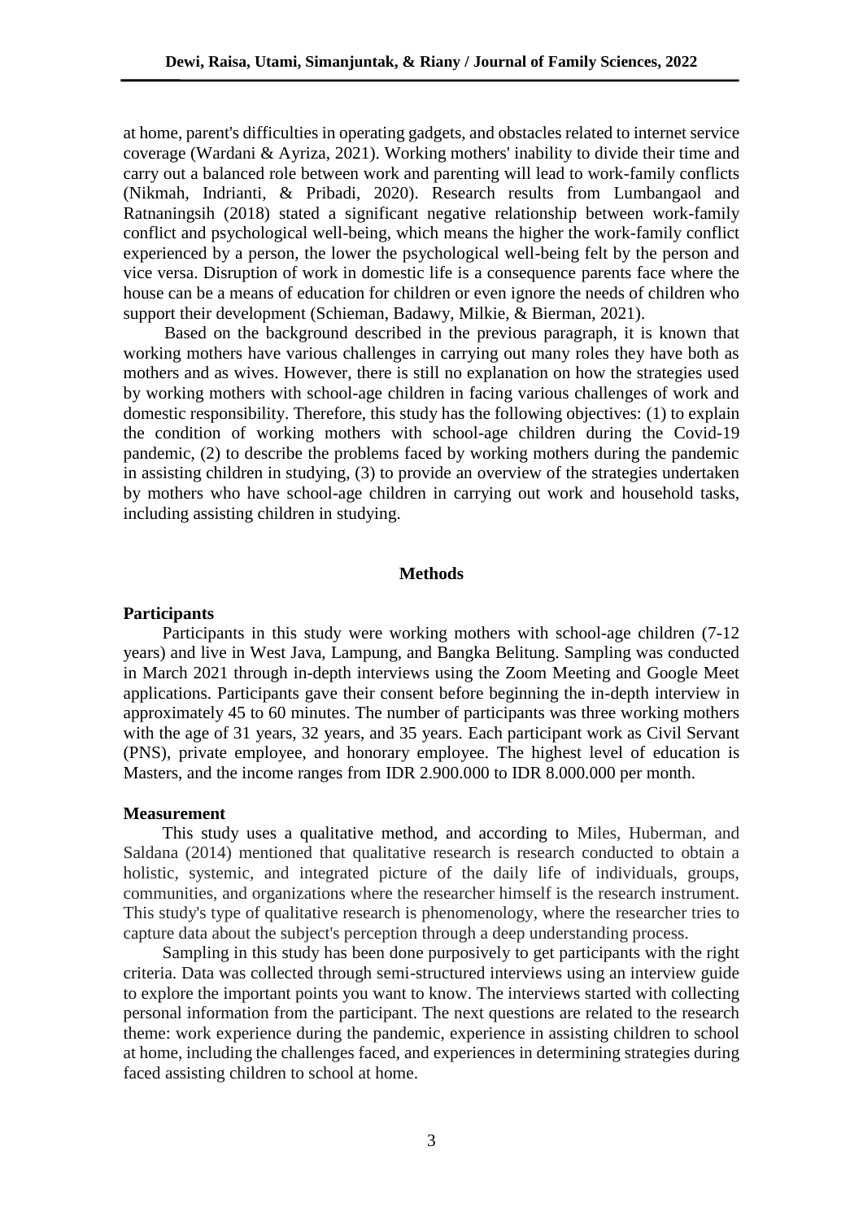at home, parent's difficulties in operating gadgets, and obstacles related to internet service coverage (Wardani & Ayriza, 2021). Working mothers' inability to divide their time and carry out a balanced role between work and parenting will lead to work-family conflicts (Nikmah, Indrianti, & Pribadi, 2020). Research results from Lumbangaol and Ratnaningsih (2018) stated a significant negative relationship between work-family conflict and psychological well-being, which means the higher the work-family conflict experienced by a person, the lower the psychological well-being felt by the person and vice versa. Disruption of work in domestic life is a consequence parents face where the house can be a means of education for children or even ignore the needs of children who support their development (Schieman, Badawy, Milkie, & Bierman, 2021).

Based on the background described in the previous paragraph, it is known that working mothers have various challenges in carrying out many roles they have both as mothers and as wives. However, there is still no explanation on how the strategies used by working mothers with school-age children in facing various challenges of work and domestic responsibility. Therefore, this study has the following objectives: (1) to explain the condition of working mothers with school-age children during the Covid-19 pandemic, (2) to describe the problems faced by working mothers during the pandemic in assisting children in studying, (3) to provide an overview of the strategies undertaken by mothers who have school-age children in carrying out work and household tasks, including assisting children in studying.

## Methods

### Participants

Participants in this study were working mothers with school-age children (7-12 years) and live in West Java, Lampung, and Bangka Belitung. Sampling was conducted in March 2021 through in-depth interviews using the Zoom Meeting and Google Meet applications. Participants gave their consent before beginning the in-depth interview in approximately 45 to 60 minutes. The number of participants was three working mothers with the age of 31 years, 32 years, and 35 years. Each participant work as Civil Servant (PNS), private employee, and honorary employee. The highest level of education is Masters, and the income ranges from IDR 2.900.000 to IDR 8.000.000 per month.

### Measurement

This study uses a qualitative method, and according to Miles, Huberman, and Saldana (2014) mentioned that qualitative research is research conducted to obtain a holistic, systemic, and integrated picture of the daily life of individuals, groups, communities, and organizations where the researcher himself is the research instrument. This study's type of qualitative research is phenomenology, where the researcher tries to capture data about the subject's perception through a deep understanding process.

Sampling in this study has been done purposively to get participants with the right criteria. Data was collected through semi-structured interviews using an interview guide to explore the important points you want to know. The interviews started with collecting personal information from the participant. The next questions are related to the research theme: work experience during the pandemic, experience in assisting children to school at home, including the challenges faced, and experiences in determining strategies during faced assisting children to school at home.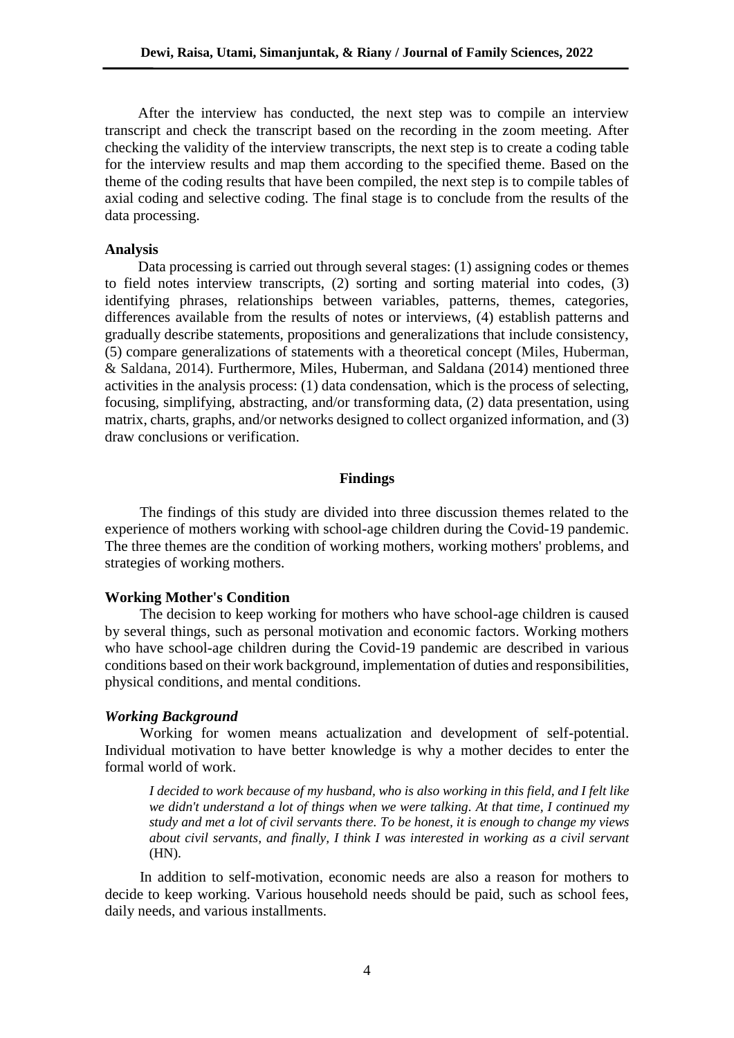After the interview has conducted, the next step was to compile an interview transcript and check the transcript based on the recording in the zoom meeting. After checking the validity of the interview transcripts, the next step is to create a coding table for the interview results and map them according to the specified theme. Based on the theme of the coding results that have been compiled, the next step is to compile tables of axial coding and selective coding. The final stage is to conclude from the results of the data processing.

### Analysis

Data processing is carried out through several stages: (1) assigning codes or themes to field notes interview transcripts, (2) sorting and sorting material into codes, (3) identifying phrases, relationships between variables, patterns, themes, categories, differences available from the results of notes or interviews, (4) establish patterns and gradually describe statements, propositions and generalizations that include consistency, (5) compare generalizations of statements with a theoretical concept (Miles, Huberman, & Saldana, 2014). Furthermore, Miles, Huberman, and Saldana (2014) mentioned three activities in the analysis process: (1) data condensation, which is the process of selecting, focusing, simplifying, abstracting, and/or transforming data, (2) data presentation, using matrix, charts, graphs, and/or networks designed to collect organized information, and (3) draw conclusions or verification.

## Findings

The findings of this study are divided into three discussion themes related to the experience of mothers working with school-age children during the Covid-19 pandemic. The three themes are the condition of working mothers, working mothers' problems, and strategies of working mothers.

### Working Mother's Condition

The decision to keep working for mothers who have school-age children is caused by several things, such as personal motivation and economic factors. Working mothers who have school-age children during the Covid-19 pandemic are described in various conditions based on their work background, implementation of duties and responsibilities, physical conditions, and mental conditions.

#### *Working Background*

Working for women means actualization and development of self-potential. Individual motivation to have better knowledge is why a mother decides to enter the formal world of work.

> *I decided to work because of my husband, who is also working in this field, and I felt like we didn't understand a lot of things when we were talking. At that time, I continued my study and met a lot of civil servants there. To be honest, it is enough to change my views about civil servants, and finally, I think I was interested in working as a civil servant* (HN).

In addition to self-motivation, economic needs are also a reason for mothers to decide to keep working. Various household needs should be paid, such as school fees, daily needs, and various installments.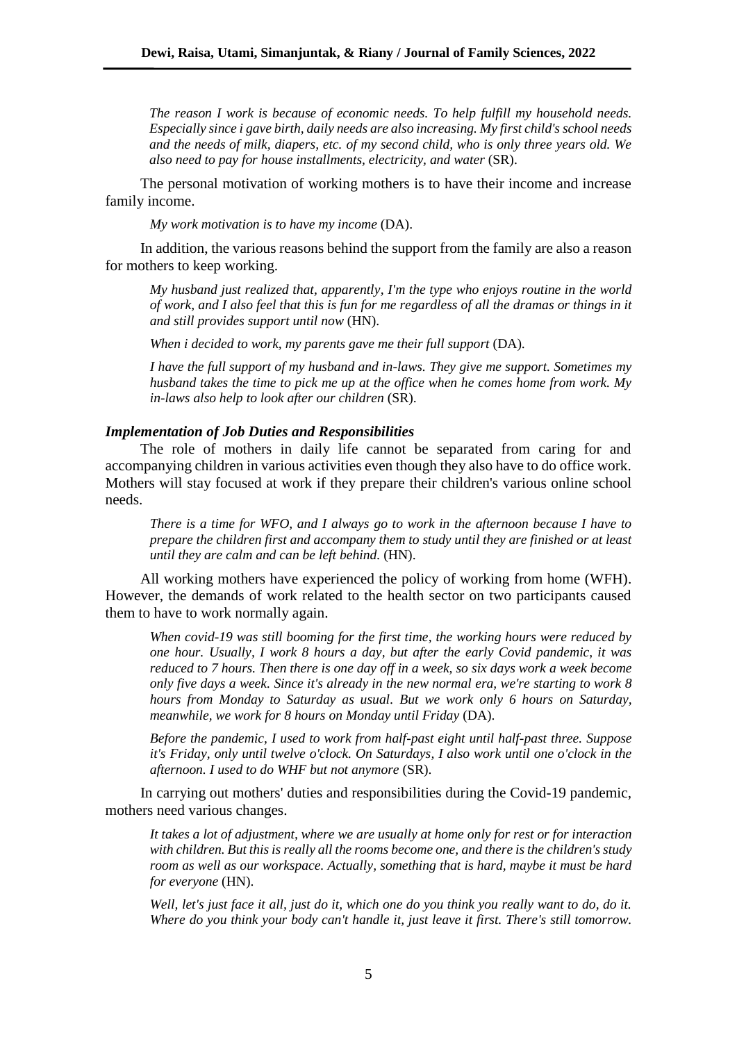> *The reason I work is because of economic needs. To help fulfill my household needs. Especially since i gave birth, daily needs are also increasing. My first child's school needs and the needs of milk, diapers, etc. of my second child, who is only three years old. We also need to pay for house installments, electricity, and water* (SR).

The personal motivation of working mothers is to have their income and increase family income.

> *My work motivation is to have my income* (DA).

In addition, the various reasons behind the support from the family are also a reason for mothers to keep working.

> *My husband just realized that, apparently, I'm the type who enjoys routine in the world of work, and I also feel that this is fun for me regardless of all the dramas or things in it and still provides support until now* (HN).

> *When i decided to work, my parents gave me their full support* (DA).

> *I have the full support of my husband and in-laws. They give me support. Sometimes my husband takes the time to pick me up at the office when he comes home from work. My in-laws also help to look after our children* (SR).

### *Implementation of Job Duties and Responsibilities*

The role of mothers in daily life cannot be separated from caring for and accompanying children in various activities even though they also have to do office work. Mothers will stay focused at work if they prepare their children's various online school needs.

> *There is a time for WFO, and I always go to work in the afternoon because I have to prepare the children first and accompany them to study until they are finished or at least until they are calm and can be left behind.* (HN).

All working mothers have experienced the policy of working from home (WFH). However, the demands of work related to the health sector on two participants caused them to have to work normally again.

> *When covid-19 was still booming for the first time, the working hours were reduced by one hour. Usually, I work 8 hours a day, but after the early Covid pandemic, it was reduced to 7 hours. Then there is one day off in a week, so six days work a week become only five days a week. Since it's already in the new normal era, we're starting to work 8 hours from Monday to Saturday as usual. But we work only 6 hours on Saturday, meanwhile, we work for 8 hours on Monday until Friday* (DA).

> *Before the pandemic, I used to work from half-past eight until half-past three. Suppose it's Friday, only until twelve o'clock. On Saturdays, I also work until one o'clock in the afternoon. I used to do WHF but not anymore* (SR).

In carrying out mothers' duties and responsibilities during the Covid-19 pandemic, mothers need various changes.

> *It takes a lot of adjustment, where we are usually at home only for rest or for interaction with children. But this is really all the rooms become one, and there is the children's study room as well as our workspace. Actually, something that is hard, maybe it must be hard for everyone* (HN).

> *Well, let's just face it all, just do it, which one do you think you really want to do, do it. Where do you think your body can't handle it, just leave it first. There's still tomorrow.*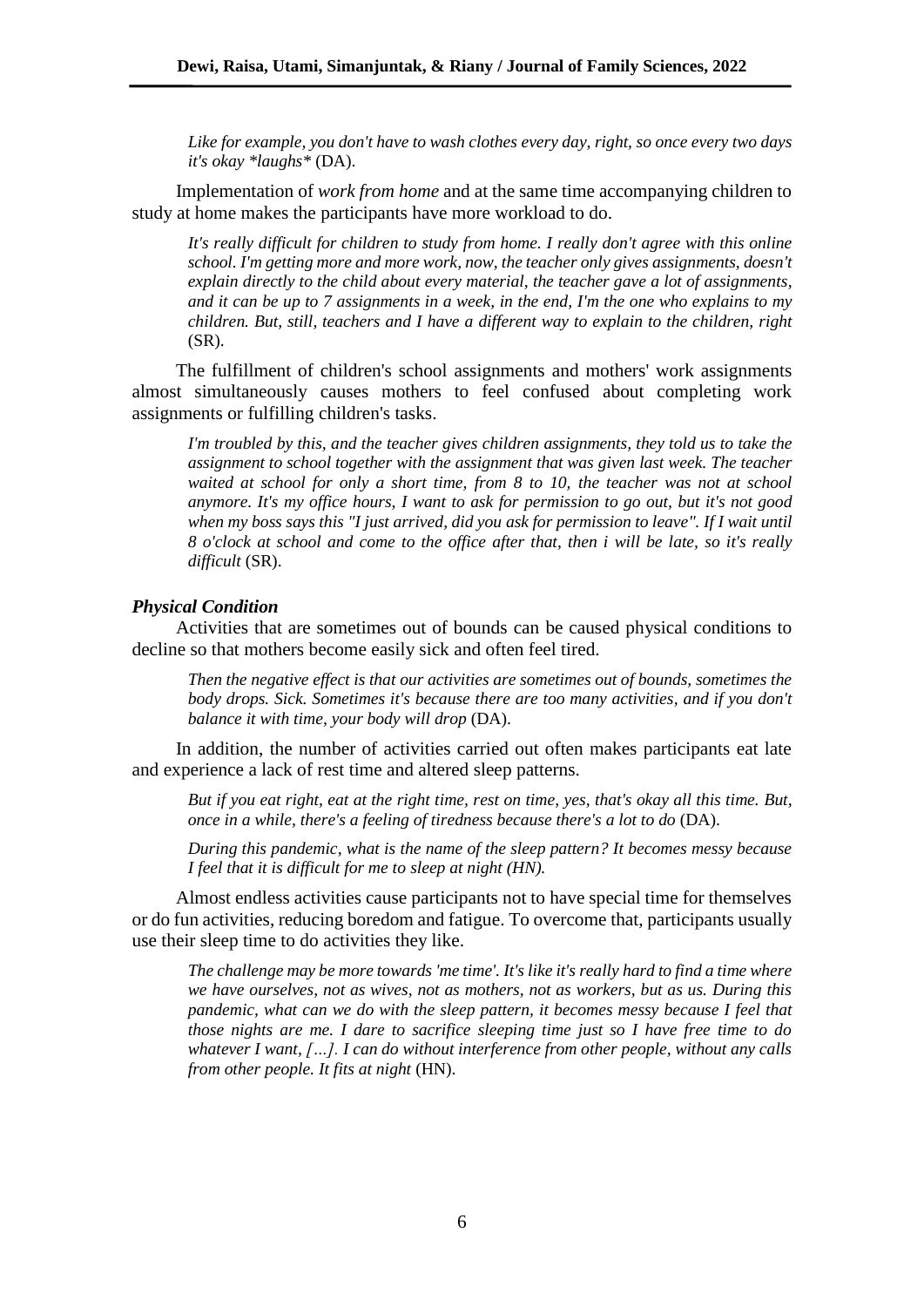*Like for example, you don't have to wash clothes every day, right, so once every two days it's okay *laughs** (DA).

Implementation of *work from home* and at the same time accompanying children to study at home makes the participants have more workload to do.

> *It's really difficult for children to study from home. I really don't agree with this online school. I'm getting more and more work, now, the teacher only gives assignments, doesn't explain directly to the child about every material, the teacher gave a lot of assignments, and it can be up to 7 assignments in a week, in the end, I'm the one who explains to my children. But, still, teachers and I have a different way to explain to the children, right* (SR).

The fulfillment of children's school assignments and mothers' work assignments almost simultaneously causes mothers to feel confused about completing work assignments or fulfilling children's tasks.

> *I'm troubled by this, and the teacher gives children assignments, they told us to take the assignment to school together with the assignment that was given last week. The teacher waited at school for only a short time, from 8 to 10, the teacher was not at school anymore. It's my office hours, I want to ask for permission to go out, but it's not good when my boss says this "I just arrived, did you ask for permission to leave". If I wait until 8 o'clock at school and come to the office after that, then i will be late, so it's really difficult* (SR).

### *Physical Condition*

Activities that are sometimes out of bounds can be caused physical conditions to decline so that mothers become easily sick and often feel tired.

> *Then the negative effect is that our activities are sometimes out of bounds, sometimes the body drops. Sick. Sometimes it's because there are too many activities, and if you don't balance it with time, your body will drop* (DA).

In addition, the number of activities carried out often makes participants eat late and experience a lack of rest time and altered sleep patterns.

> *But if you eat right, eat at the right time, rest on time, yes, that's okay all this time. But, once in a while, there's a feeling of tiredness because there's a lot to do* (DA).
>
> *During this pandemic, what is the name of the sleep pattern? It becomes messy because I feel that it is difficult for me to sleep at night (HN).*

Almost endless activities cause participants not to have special time for themselves or do fun activities, reducing boredom and fatigue. To overcome that, participants usually use their sleep time to do activities they like.

> *The challenge may be more towards 'me time'. It's like it's really hard to find a time where we have ourselves, not as wives, not as mothers, not as workers, but as us. During this pandemic, what can we do with the sleep pattern, it becomes messy because I feel that those nights are me. I dare to sacrifice sleeping time just so I have free time to do whatever I want, […]. I can do without interference from other people, without any calls from other people. It fits at night* (HN).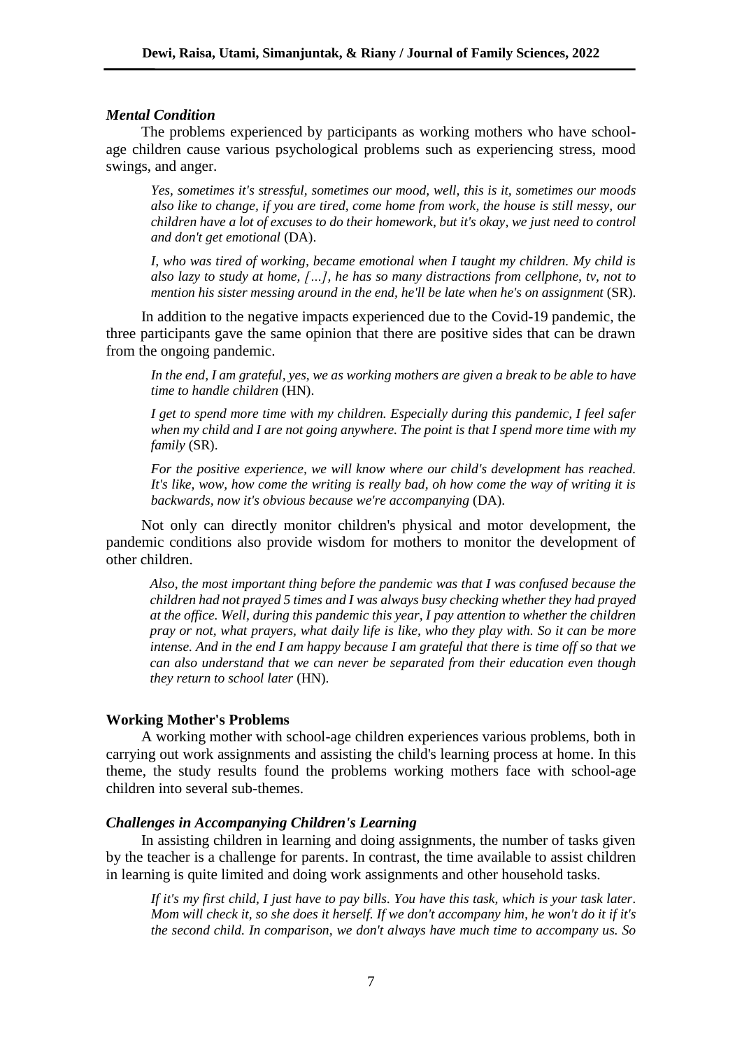### *Mental Condition*

The problems experienced by participants as working mothers who have school-age children cause various psychological problems such as experiencing stress, mood swings, and anger.

> *Yes, sometimes it's stressful, sometimes our mood, well, this is it, sometimes our moods also like to change, if you are tired, come home from work, the house is still messy, our children have a lot of excuses to do their homework, but it's okay, we just need to control and don't get emotional* (DA).

> *I, who was tired of working, became emotional when I taught my children. My child is also lazy to study at home, […], he has so many distractions from cellphone, tv, not to mention his sister messing around in the end, he'll be late when he's on assignment* (SR).

In addition to the negative impacts experienced due to the Covid-19 pandemic, the three participants gave the same opinion that there are positive sides that can be drawn from the ongoing pandemic.

> *In the end, I am grateful, yes, we as working mothers are given a break to be able to have time to handle children* (HN).

> *I get to spend more time with my children. Especially during this pandemic, I feel safer when my child and I are not going anywhere. The point is that I spend more time with my family* (SR).

> *For the positive experience, we will know where our child's development has reached. It's like, wow, how come the writing is really bad, oh how come the way of writing it is backwards, now it's obvious because we're accompanying* (DA).

Not only can directly monitor children's physical and motor development, the pandemic conditions also provide wisdom for mothers to monitor the development of other children.

> *Also, the most important thing before the pandemic was that I was confused because the children had not prayed 5 times and I was always busy checking whether they had prayed at the office. Well, during this pandemic this year, I pay attention to whether the children pray or not, what prayers, what daily life is like, who they play with. So it can be more intense. And in the end I am happy because I am grateful that there is time off so that we can also understand that we can never be separated from their education even though they return to school later* (HN).

## **Working Mother's Problems**

A working mother with school-age children experiences various problems, both in carrying out work assignments and assisting the child's learning process at home. In this theme, the study results found the problems working mothers face with school-age children into several sub-themes.

### *Challenges in Accompanying Children's Learning*

In assisting children in learning and doing assignments, the number of tasks given by the teacher is a challenge for parents. In contrast, the time available to assist children in learning is quite limited and doing work assignments and other household tasks.

> *If it's my first child, I just have to pay bills. You have this task, which is your task later. Mom will check it, so she does it herself. If we don't accompany him, he won't do it if it's the second child. In comparison, we don't always have much time to accompany us. So*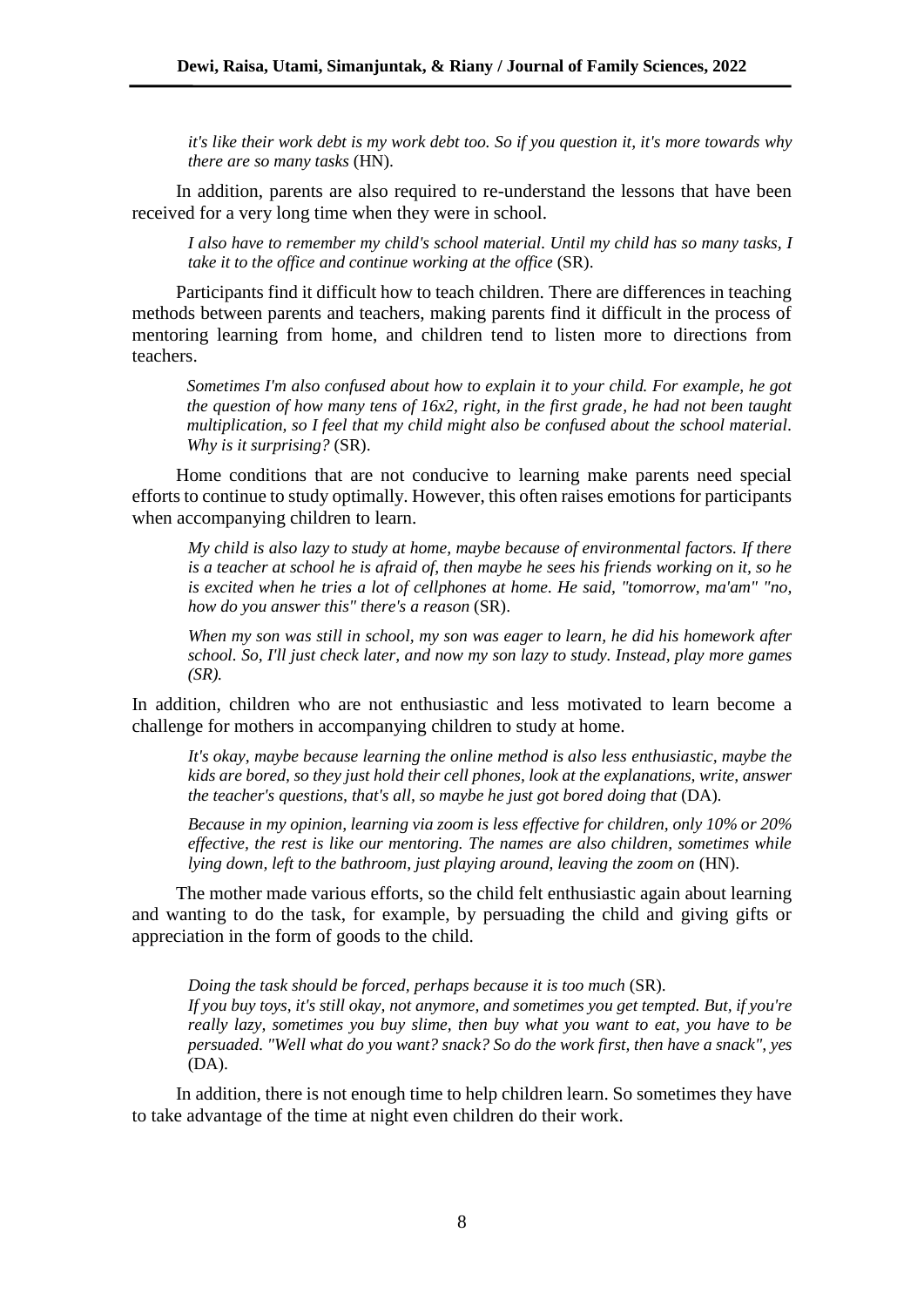*it's like their work debt is my work debt too. So if you question it, it's more towards why there are so many tasks* (HN).

In addition, parents are also required to re-understand the lessons that have been received for a very long time when they were in school.

*I also have to remember my child's school material. Until my child has so many tasks, I take it to the office and continue working at the office* (SR).

Participants find it difficult how to teach children. There are differences in teaching methods between parents and teachers, making parents find it difficult in the process of mentoring learning from home, and children tend to listen more to directions from teachers.

*Sometimes I'm also confused about how to explain it to your child. For example, he got the question of how many tens of 16x2, right, in the first grade, he had not been taught multiplication, so I feel that my child might also be confused about the school material. Why is it surprising?* (SR).

Home conditions that are not conducive to learning make parents need special efforts to continue to study optimally. However, this often raises emotions for participants when accompanying children to learn.

*My child is also lazy to study at home, maybe because of environmental factors. If there is a teacher at school he is afraid of, then maybe he sees his friends working on it, so he is excited when he tries a lot of cellphones at home. He said, "tomorrow, ma'am" "no, how do you answer this" there's a reason* (SR).

*When my son was still in school, my son was eager to learn, he did his homework after school. So, I'll just check later, and now my son lazy to study. Instead, play more games (SR).*

In addition, children who are not enthusiastic and less motivated to learn become a challenge for mothers in accompanying children to study at home.

*It's okay, maybe because learning the online method is also less enthusiastic, maybe the kids are bored, so they just hold their cell phones, look at the explanations, write, answer the teacher's questions, that's all, so maybe he just got bored doing that* (DA).

*Because in my opinion, learning via zoom is less effective for children, only 10% or 20% effective, the rest is like our mentoring. The names are also children, sometimes while lying down, left to the bathroom, just playing around, leaving the zoom on* (HN).

The mother made various efforts, so the child felt enthusiastic again about learning and wanting to do the task, for example, by persuading the child and giving gifts or appreciation in the form of goods to the child.

*Doing the task should be forced, perhaps because it is too much* (SR).

*If you buy toys, it's still okay, not anymore, and sometimes you get tempted. But, if you're really lazy, sometimes you buy slime, then buy what you want to eat, you have to be persuaded. "Well what do you want? snack? So do the work first, then have a snack", yes* (DA).

In addition, there is not enough time to help children learn. So sometimes they have to take advantage of the time at night even children do their work.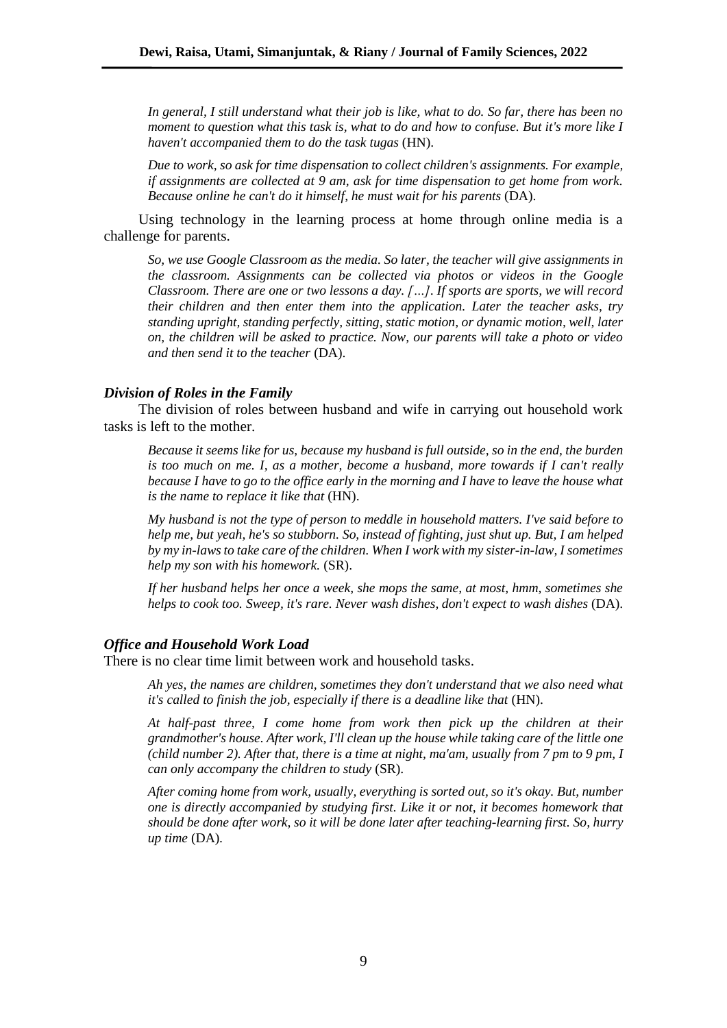*In general, I still understand what their job is like, what to do. So far, there has been no moment to question what this task is, what to do and how to confuse. But it's more like I haven't accompanied them to do the task tugas* (HN).

*Due to work, so ask for time dispensation to collect children's assignments. For example, if assignments are collected at 9 am, ask for time dispensation to get home from work. Because online he can't do it himself, he must wait for his parents* (DA).

Using technology in the learning process at home through online media is a challenge for parents.

*So, we use Google Classroom as the media. So later, the teacher will give assignments in the classroom. Assignments can be collected via photos or videos in the Google Classroom. There are one or two lessons a day. […]. If sports are sports, we will record their children and then enter them into the application. Later the teacher asks, try standing upright, standing perfectly, sitting, static motion, or dynamic motion, well, later on, the children will be asked to practice. Now, our parents will take a photo or video and then send it to the teacher* (DA).

### *Division of Roles in the Family*

The division of roles between husband and wife in carrying out household work tasks is left to the mother.

*Because it seems like for us, because my husband is full outside, so in the end, the burden is too much on me. I, as a mother, become a husband, more towards if I can't really because I have to go to the office early in the morning and I have to leave the house what is the name to replace it like that* (HN).

*My husband is not the type of person to meddle in household matters. I've said before to help me, but yeah, he's so stubborn. So, instead of fighting, just shut up. But, I am helped by my in-laws to take care of the children. When I work with my sister-in-law, I sometimes help my son with his homework.* (SR).

*If her husband helps her once a week, she mops the same, at most, hmm, sometimes she helps to cook too. Sweep, it's rare. Never wash dishes, don't expect to wash dishes* (DA).

### *Office and Household Work Load*

There is no clear time limit between work and household tasks.

*Ah yes, the names are children, sometimes they don't understand that we also need what it's called to finish the job, especially if there is a deadline like that* (HN).

*At half-past three, I come home from work then pick up the children at their grandmother's house. After work, I'll clean up the house while taking care of the little one (child number 2). After that, there is a time at night, ma'am, usually from 7 pm to 9 pm, I can only accompany the children to study* (SR).

*After coming home from work, usually, everything is sorted out, so it's okay. But, number one is directly accompanied by studying first. Like it or not, it becomes homework that should be done after work, so it will be done later after teaching-learning first. So, hurry up time* (DA).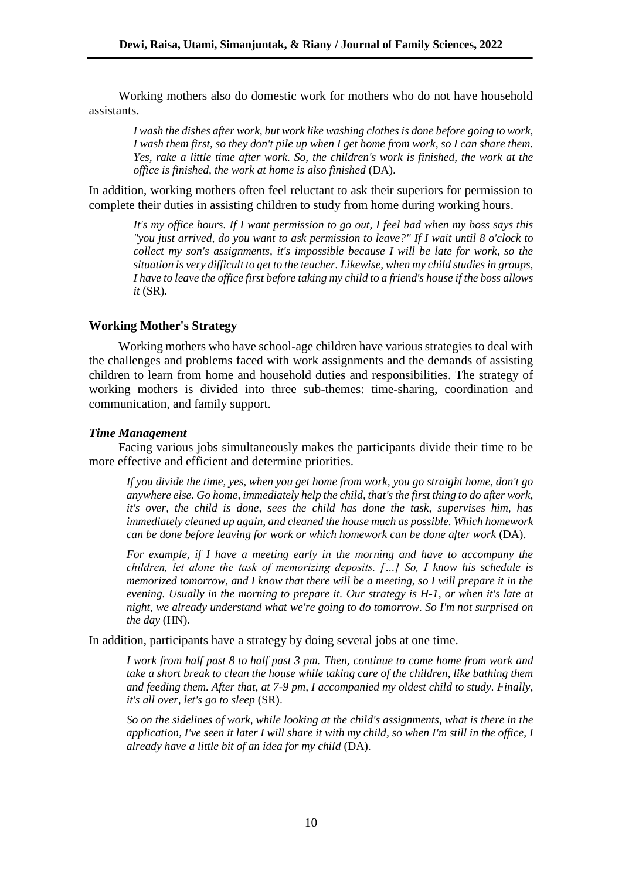Working mothers also do domestic work for mothers who do not have household assistants.

> *I wash the dishes after work, but work like washing clothes is done before going to work, I wash them first, so they don't pile up when I get home from work, so I can share them. Yes, rake a little time after work. So, the children's work is finished, the work at the office is finished, the work at home is also finished* (DA).

In addition, working mothers often feel reluctant to ask their superiors for permission to complete their duties in assisting children to study from home during working hours.

> *It's my office hours. If I want permission to go out, I feel bad when my boss says this "you just arrived, do you want to ask permission to leave?" If I wait until 8 o'clock to collect my son's assignments, it's impossible because I will be late for work, so the situation is very difficult to get to the teacher. Likewise, when my child studies in groups, I have to leave the office first before taking my child to a friend's house if the boss allows it* (SR).

## Working Mother's Strategy

Working mothers who have school-age children have various strategies to deal with the challenges and problems faced with work assignments and the demands of assisting children to learn from home and household duties and responsibilities. The strategy of working mothers is divided into three sub-themes: time-sharing, coordination and communication, and family support.

### *Time Management*

Facing various jobs simultaneously makes the participants divide their time to be more effective and efficient and determine priorities.

> *If you divide the time, yes, when you get home from work, you go straight home, don't go anywhere else. Go home, immediately help the child, that's the first thing to do after work, it's over, the child is done, sees the child has done the task, supervises him, has immediately cleaned up again, and cleaned the house much as possible. Which homework can be done before leaving for work or which homework can be done after work* (DA).

> *For example, if I have a meeting early in the morning and have to accompany the children, let alone the task of memorizing deposits. […] So, I know his schedule is memorized tomorrow, and I know that there will be a meeting, so I will prepare it in the evening. Usually in the morning to prepare it. Our strategy is H-1, or when it's late at night, we already understand what we're going to do tomorrow. So I'm not surprised on the day* (HN).

In addition, participants have a strategy by doing several jobs at one time.

> *I work from half past 8 to half past 3 pm. Then, continue to come home from work and take a short break to clean the house while taking care of the children, like bathing them and feeding them. After that, at 7-9 pm, I accompanied my oldest child to study. Finally, it's all over, let's go to sleep* (SR).

> *So on the sidelines of work, while looking at the child's assignments, what is there in the application, I've seen it later I will share it with my child, so when I'm still in the office, I already have a little bit of an idea for my child* (DA).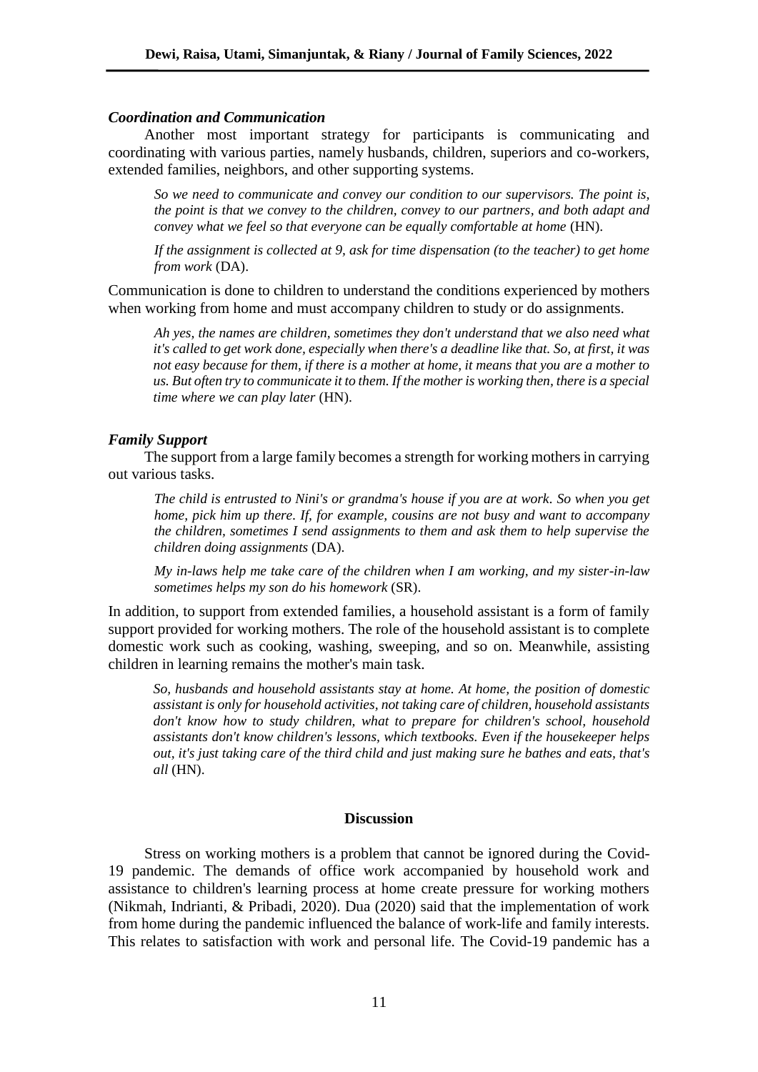### *Coordination and Communication*

Another most important strategy for participants is communicating and coordinating with various parties, namely husbands, children, superiors and co-workers, extended families, neighbors, and other supporting systems.

> *So we need to communicate and convey our condition to our supervisors. The point is, the point is that we convey to the children, convey to our partners, and both adapt and convey what we feel so that everyone can be equally comfortable at home* (HN).

> *If the assignment is collected at 9, ask for time dispensation (to the teacher) to get home from work* (DA).

Communication is done to children to understand the conditions experienced by mothers when working from home and must accompany children to study or do assignments.

> *Ah yes, the names are children, sometimes they don't understand that we also need what it's called to get work done, especially when there's a deadline like that. So, at first, it was not easy because for them, if there is a mother at home, it means that you are a mother to us. But often try to communicate it to them. If the mother is working then, there is a special time where we can play later* (HN).

### *Family Support*

The support from a large family becomes a strength for working mothers in carrying out various tasks.

> *The child is entrusted to Nini's or grandma's house if you are at work. So when you get home, pick him up there. If, for example, cousins are not busy and want to accompany the children, sometimes I send assignments to them and ask them to help supervise the children doing assignments* (DA).

> *My in-laws help me take care of the children when I am working, and my sister-in-law sometimes helps my son do his homework* (SR).

In addition, to support from extended families, a household assistant is a form of family support provided for working mothers. The role of the household assistant is to complete domestic work such as cooking, washing, sweeping, and so on. Meanwhile, assisting children in learning remains the mother's main task.

> *So, husbands and household assistants stay at home. At home, the position of domestic assistant is only for household activities, not taking care of children, household assistants don't know how to study children, what to prepare for children's school, household assistants don't know children's lessons, which textbooks. Even if the housekeeper helps out, it's just taking care of the third child and just making sure he bathes and eats, that's all* (HN).

## Discussion

Stress on working mothers is a problem that cannot be ignored during the Covid-19 pandemic. The demands of office work accompanied by household work and assistance to children's learning process at home create pressure for working mothers (Nikmah, Indrianti, & Pribadi, 2020). Dua (2020) said that the implementation of work from home during the pandemic influenced the balance of work-life and family interests. This relates to satisfaction with work and personal life. The Covid-19 pandemic has a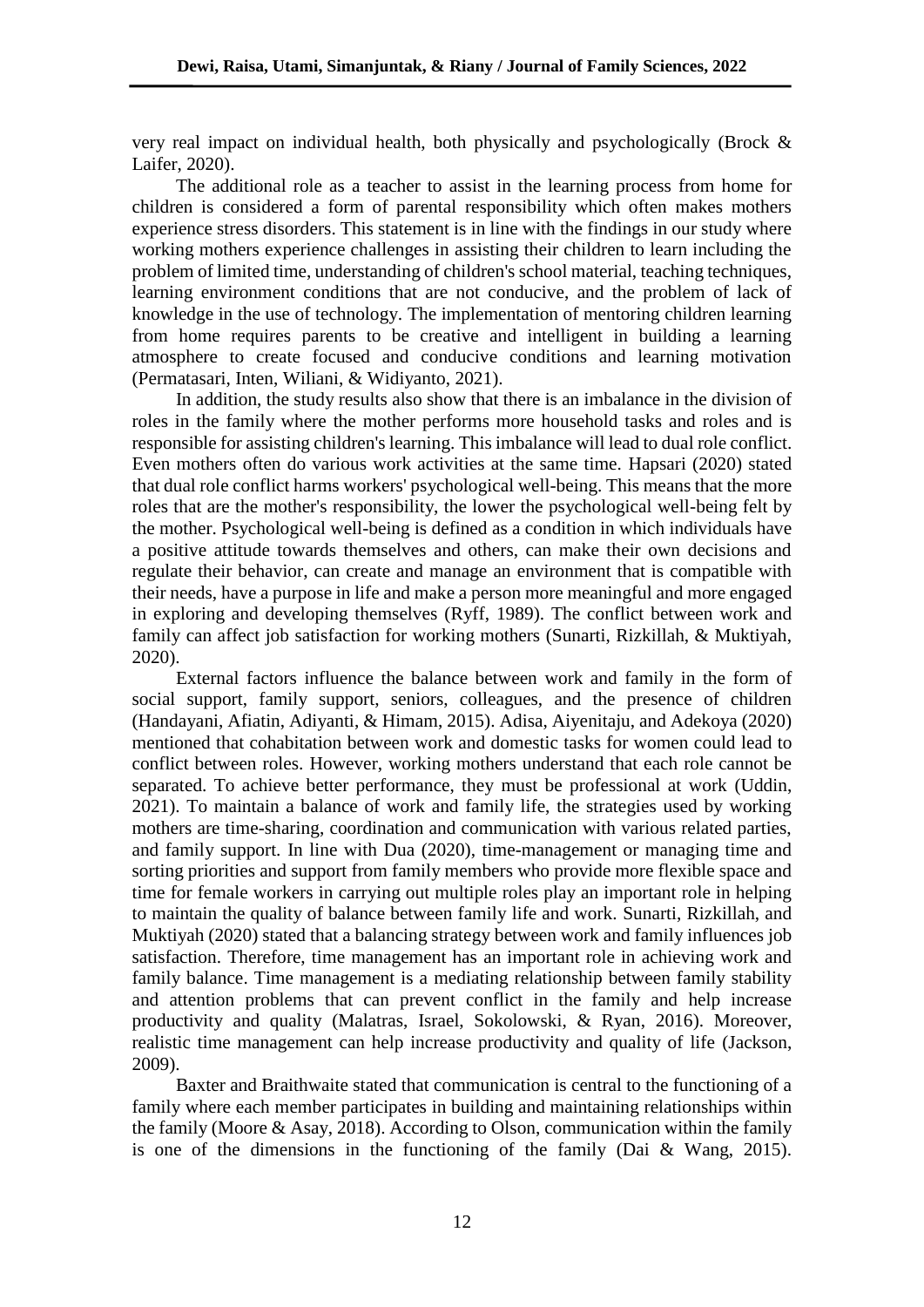very real impact on individual health, both physically and psychologically (Brock & Laifer, 2020).

The additional role as a teacher to assist in the learning process from home for children is considered a form of parental responsibility which often makes mothers experience stress disorders. This statement is in line with the findings in our study where working mothers experience challenges in assisting their children to learn including the problem of limited time, understanding of children's school material, teaching techniques, learning environment conditions that are not conducive, and the problem of lack of knowledge in the use of technology. The implementation of mentoring children learning from home requires parents to be creative and intelligent in building a learning atmosphere to create focused and conducive conditions and learning motivation (Permatasari, Inten, Wiliani, & Widiyanto, 2021).

In addition, the study results also show that there is an imbalance in the division of roles in the family where the mother performs more household tasks and roles and is responsible for assisting children's learning. This imbalance will lead to dual role conflict. Even mothers often do various work activities at the same time. Hapsari (2020) stated that dual role conflict harms workers' psychological well-being. This means that the more roles that are the mother's responsibility, the lower the psychological well-being felt by the mother. Psychological well-being is defined as a condition in which individuals have a positive attitude towards themselves and others, can make their own decisions and regulate their behavior, can create and manage an environment that is compatible with their needs, have a purpose in life and make a person more meaningful and more engaged in exploring and developing themselves (Ryff, 1989). The conflict between work and family can affect job satisfaction for working mothers (Sunarti, Rizkillah, & Muktiyah, 2020).

External factors influence the balance between work and family in the form of social support, family support, seniors, colleagues, and the presence of children (Handayani, Afiatin, Adiyanti, & Himam, 2015). Adisa, Aiyenitaju, and Adekoya (2020) mentioned that cohabitation between work and domestic tasks for women could lead to conflict between roles. However, working mothers understand that each role cannot be separated. To achieve better performance, they must be professional at work (Uddin, 2021). To maintain a balance of work and family life, the strategies used by working mothers are time-sharing, coordination and communication with various related parties, and family support. In line with Dua (2020), time-management or managing time and sorting priorities and support from family members who provide more flexible space and time for female workers in carrying out multiple roles play an important role in helping to maintain the quality of balance between family life and work. Sunarti, Rizkillah, and Muktiyah (2020) stated that a balancing strategy between work and family influences job satisfaction. Therefore, time management has an important role in achieving work and family balance. Time management is a mediating relationship between family stability and attention problems that can prevent conflict in the family and help increase productivity and quality (Malatras, Israel, Sokolowski, & Ryan, 2016). Moreover, realistic time management can help increase productivity and quality of life (Jackson, 2009).

Baxter and Braithwaite stated that communication is central to the functioning of a family where each member participates in building and maintaining relationships within the family (Moore & Asay, 2018). According to Olson, communication within the family is one of the dimensions in the functioning of the family (Dai & Wang, 2015).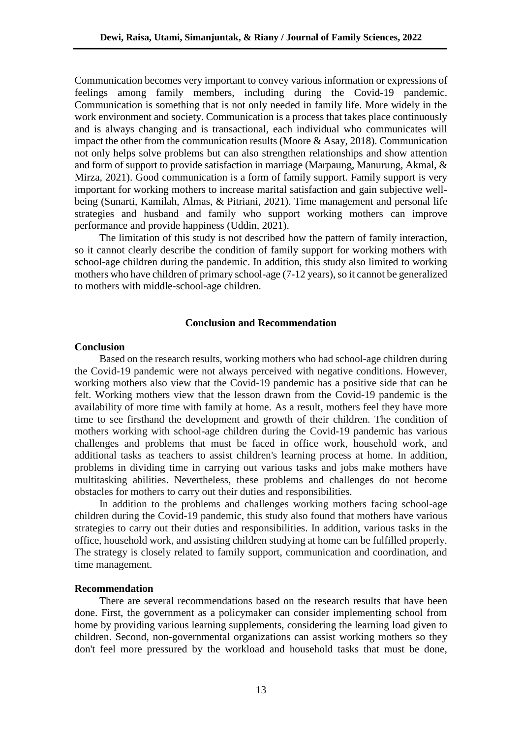Communication becomes very important to convey various information or expressions of feelings among family members, including during the Covid-19 pandemic. Communication is something that is not only needed in family life. More widely in the work environment and society. Communication is a process that takes place continuously and is always changing and is transactional, each individual who communicates will impact the other from the communication results (Moore & Asay, 2018). Communication not only helps solve problems but can also strengthen relationships and show attention and form of support to provide satisfaction in marriage (Marpaung, Manurung, Akmal, & Mirza, 2021). Good communication is a form of family support. Family support is very important for working mothers to increase marital satisfaction and gain subjective well-being (Sunarti, Kamilah, Almas, & Pitriani, 2021). Time management and personal life strategies and husband and family who support working mothers can improve performance and provide happiness (Uddin, 2021).

The limitation of this study is not described how the pattern of family interaction, so it cannot clearly describe the condition of family support for working mothers with school-age children during the pandemic. In addition, this study also limited to working mothers who have children of primary school-age (7-12 years), so it cannot be generalized to mothers with middle-school-age children.

## Conclusion and Recommendation

### Conclusion

Based on the research results, working mothers who had school-age children during the Covid-19 pandemic were not always perceived with negative conditions. However, working mothers also view that the Covid-19 pandemic has a positive side that can be felt. Working mothers view that the lesson drawn from the Covid-19 pandemic is the availability of more time with family at home. As a result, mothers feel they have more time to see firsthand the development and growth of their children. The condition of mothers working with school-age children during the Covid-19 pandemic has various challenges and problems that must be faced in office work, household work, and additional tasks as teachers to assist children's learning process at home. In addition, problems in dividing time in carrying out various tasks and jobs make mothers have multitasking abilities. Nevertheless, these problems and challenges do not become obstacles for mothers to carry out their duties and responsibilities.

In addition to the problems and challenges working mothers facing school-age children during the Covid-19 pandemic, this study also found that mothers have various strategies to carry out their duties and responsibilities. In addition, various tasks in the office, household work, and assisting children studying at home can be fulfilled properly. The strategy is closely related to family support, communication and coordination, and time management.

### Recommendation

There are several recommendations based on the research results that have been done. First, the government as a policymaker can consider implementing school from home by providing various learning supplements, considering the learning load given to children. Second, non-governmental organizations can assist working mothers so they don't feel more pressured by the workload and household tasks that must be done,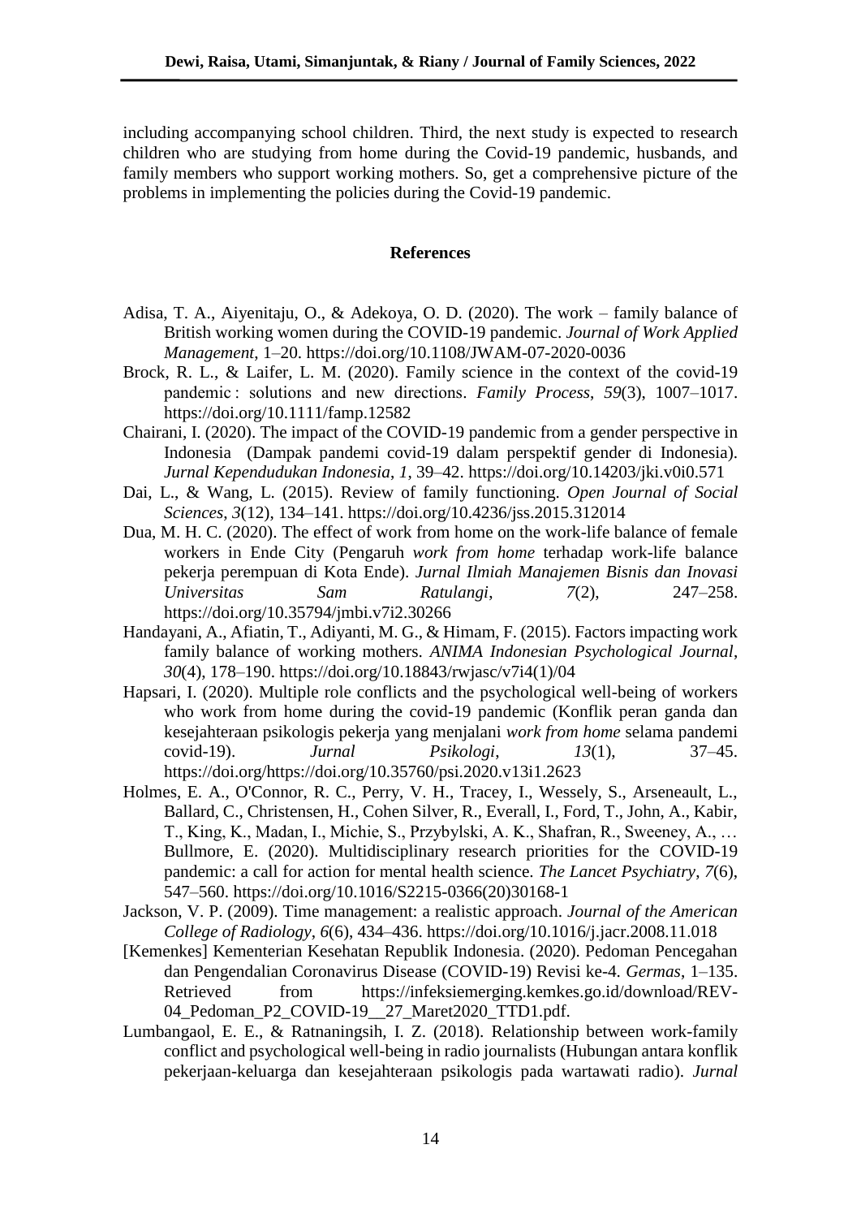including accompanying school children. Third, the next study is expected to research children who are studying from home during the Covid-19 pandemic, husbands, and family members who support working mothers. So, get a comprehensive picture of the problems in implementing the policies during the Covid-19 pandemic.

## References

Adisa, T. A., Aiyenitaju, O., & Adekoya, O. D. (2020). The work – family balance of British working women during the COVID-19 pandemic. *Journal of Work Applied Management*, 1–20. https://doi.org/10.1108/JWAM-07-2020-0036

Brock, R. L., & Laifer, L. M. (2020). Family science in the context of the covid-19 pandemic : solutions and new directions. *Family Process*, *59*(3), 1007–1017. https://doi.org/10.1111/famp.12582

Chairani, I. (2020). The impact of the COVID-19 pandemic from a gender perspective in Indonesia (Dampak pandemi covid-19 dalam perspektif gender di Indonesia). *Jurnal Kependudukan Indonesia*, *1*, 39–42. https://doi.org/10.14203/jki.v0i0.571

Dai, L., & Wang, L. (2015). Review of family functioning. *Open Journal of Social Sciences*, *3*(12), 134–141. https://doi.org/10.4236/jss.2015.312014

Dua, M. H. C. (2020). The effect of work from home on the work-life balance of female workers in Ende City (Pengaruh *work from home* terhadap work-life balance pekerja perempuan di Kota Ende). *Jurnal Ilmiah Manajemen Bisnis dan Inovasi Universitas Sam Ratulangi*, *7*(2), 247–258. https://doi.org/10.35794/jmbi.v7i2.30266

Handayani, A., Afiatin, T., Adiyanti, M. G., & Himam, F. (2015). Factors impacting work family balance of working mothers. *ANIMA Indonesian Psychological Journal*, *30*(4), 178–190. https://doi.org/10.18843/rwjasc/v7i4(1)/04

Hapsari, I. (2020). Multiple role conflicts and the psychological well-being of workers who work from home during the covid-19 pandemic (Konflik peran ganda dan kesejahteraan psikologis pekerja yang menjalani *work from home* selama pandemi covid-19). *Jurnal Psikologi*, *13*(1), 37–45. https://doi.org/https://doi.org/10.35760/psi.2020.v13i1.2623

Holmes, E. A., O'Connor, R. C., Perry, V. H., Tracey, I., Wessely, S., Arseneault, L., Ballard, C., Christensen, H., Cohen Silver, R., Everall, I., Ford, T., John, A., Kabir, T., King, K., Madan, I., Michie, S., Przybylski, A. K., Shafran, R., Sweeney, A., … Bullmore, E. (2020). Multidisciplinary research priorities for the COVID-19 pandemic: a call for action for mental health science. *The Lancet Psychiatry*, *7*(6), 547–560. https://doi.org/10.1016/S2215-0366(20)30168-1

Jackson, V. P. (2009). Time management: a realistic approach. *Journal of the American College of Radiology*, *6*(6), 434–436. https://doi.org/10.1016/j.jacr.2008.11.018

[Kemenkes] Kementerian Kesehatan Republik Indonesia. (2020). Pedoman Pencegahan dan Pengendalian Coronavirus Disease (COVID-19) Revisi ke-4. *Germas*, 1–135. Retrieved from https://infeksiemerging.kemkes.go.id/download/REV-04_Pedoman_P2_COVID-19__27_Maret2020_TTD1.pdf.

Lumbangaol, E. E., & Ratnaningsih, I. Z. (2018). Relationship between work-family conflict and psychological well-being in radio journalists (Hubungan antara konflik pekerjaan-keluarga dan kesejahteraan psikologis pada wartawati radio). *Jurnal*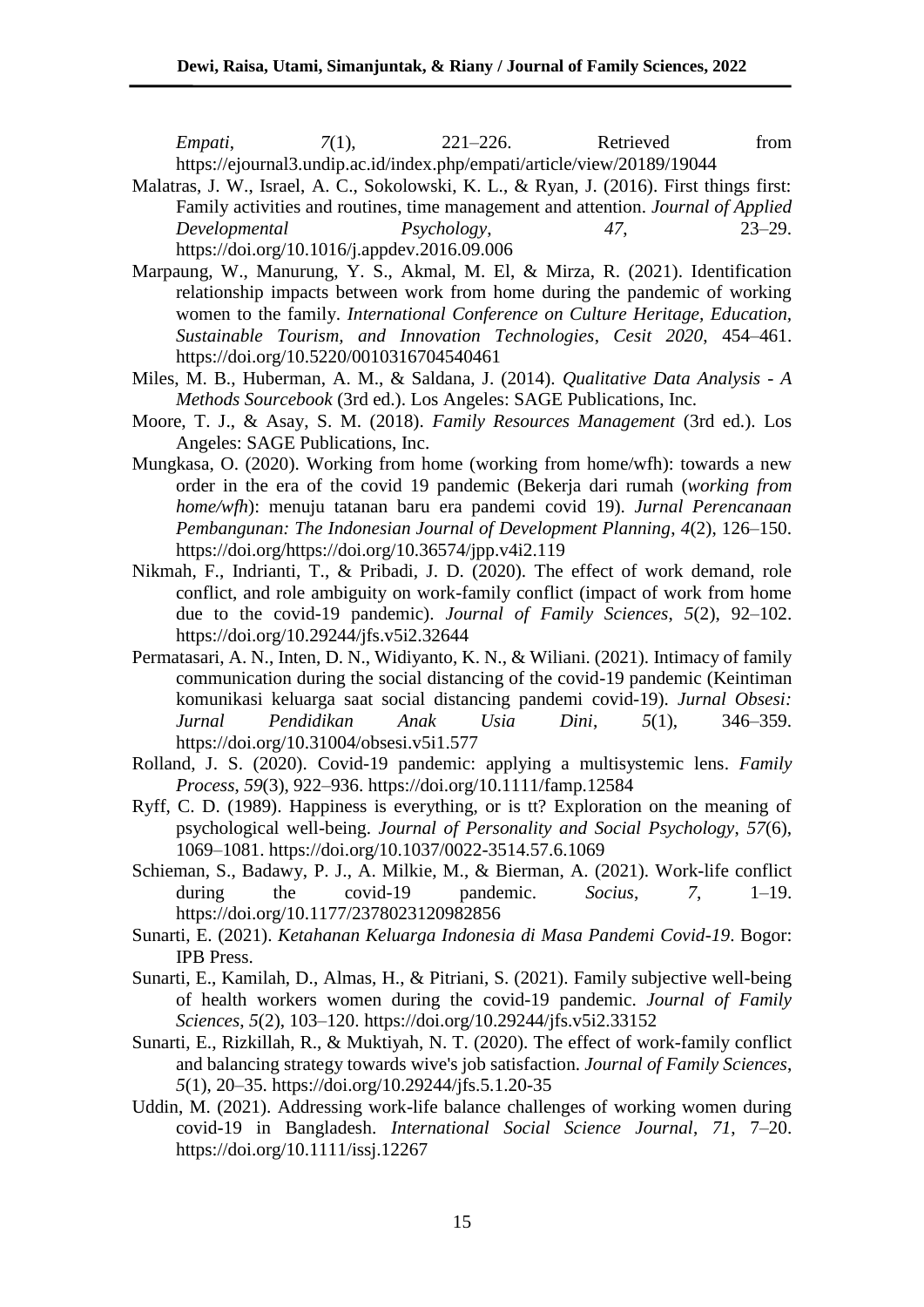*Empati*, *7*(1), 221–226. Retrieved from https://ejournal3.undip.ac.id/index.php/empati/article/view/20189/19044

Malatras, J. W., Israel, A. C., Sokolowski, K. L., & Ryan, J. (2016). First things first: Family activities and routines, time management and attention. *Journal of Applied Developmental Psychology*, *47*, 23–29. https://doi.org/10.1016/j.appdev.2016.09.006

Marpaung, W., Manurung, Y. S., Akmal, M. El, & Mirza, R. (2021). Identification relationship impacts between work from home during the pandemic of working women to the family. *International Conference on Culture Heritage, Education, Sustainable Tourism, and Innovation Technologies*, *Cesit 2020*, 454–461. https://doi.org/10.5220/0010316704540461

Miles, M. B., Huberman, A. M., & Saldana, J. (2014). *Qualitative Data Analysis - A Methods Sourcebook* (3rd ed.). Los Angeles: SAGE Publications, Inc.

Moore, T. J., & Asay, S. M. (2018). *Family Resources Management* (3rd ed.). Los Angeles: SAGE Publications, Inc.

Mungkasa, O. (2020). Working from home (working from home/wfh): towards a new order in the era of the covid 19 pandemic (Bekerja dari rumah (*working from home/wfh*): menuju tatanan baru era pandemi covid 19). *Jurnal Perencanaan Pembangunan: The Indonesian Journal of Development Planning*, *4*(2), 126–150. https://doi.org/https://doi.org/10.36574/jpp.v4i2.119

Nikmah, F., Indrianti, T., & Pribadi, J. D. (2020). The effect of work demand, role conflict, and role ambiguity on work-family conflict (impact of work from home due to the covid-19 pandemic). *Journal of Family Sciences*, *5*(2), 92–102. https://doi.org/10.29244/jfs.v5i2.32644

Permatasari, A. N., Inten, D. N., Widiyanto, K. N., & Wiliani. (2021). Intimacy of family communication during the social distancing of the covid-19 pandemic (Keintiman komunikasi keluarga saat social distancing pandemi covid-19). *Jurnal Obsesi: Jurnal Pendidikan Anak Usia Dini*, *5*(1), 346–359. https://doi.org/10.31004/obsesi.v5i1.577

Rolland, J. S. (2020). Covid-19 pandemic: applying a multisystemic lens. *Family Process*, *59*(3), 922–936. https://doi.org/10.1111/famp.12584

Ryff, C. D. (1989). Happiness is everything, or is tt? Exploration on the meaning of psychological well-being. *Journal of Personality and Social Psychology*, *57*(6), 1069–1081. https://doi.org/10.1037/0022-3514.57.6.1069

Schieman, S., Badawy, P. J., A. Milkie, M., & Bierman, A. (2021). Work-life conflict during the covid-19 pandemic. *Socius*, *7*, 1–19. https://doi.org/10.1177/2378023120982856

Sunarti, E. (2021). *Ketahanan Keluarga Indonesia di Masa Pandemi Covid-19*. Bogor: IPB Press.

Sunarti, E., Kamilah, D., Almas, H., & Pitriani, S. (2021). Family subjective well-being of health workers women during the covid-19 pandemic. *Journal of Family Sciences*, *5*(2), 103–120. https://doi.org/10.29244/jfs.v5i2.33152

Sunarti, E., Rizkillah, R., & Muktiyah, N. T. (2020). The effect of work-family conflict and balancing strategy towards wive's job satisfaction. *Journal of Family Sciences*, *5*(1), 20–35. https://doi.org/10.29244/jfs.5.1.20-35

Uddin, M. (2021). Addressing work-life balance challenges of working women during covid-19 in Bangladesh. *International Social Science Journal*, *71*, 7–20. https://doi.org/10.1111/issj.12267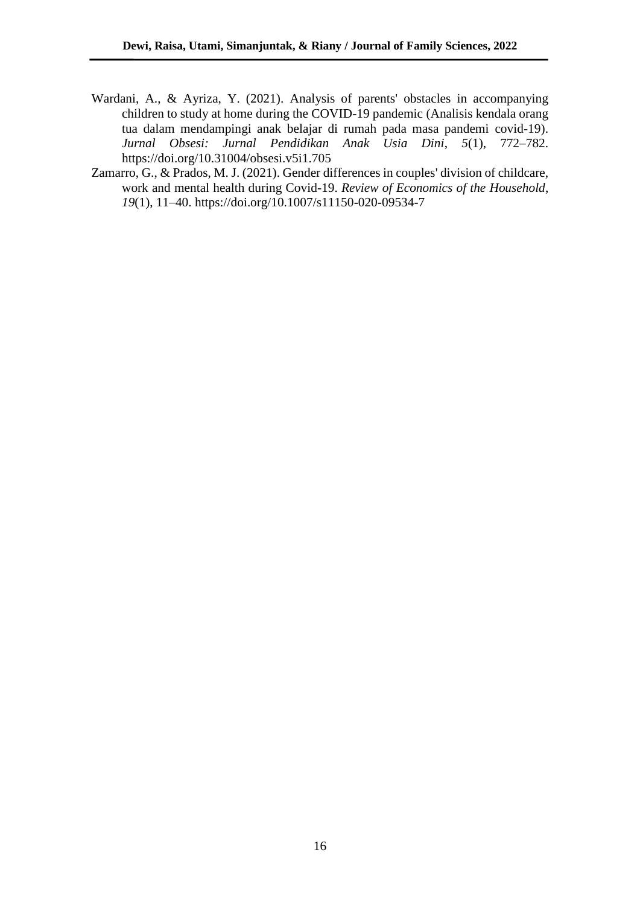Wardani, A., & Ayriza, Y. (2021). Analysis of parents' obstacles in accompanying children to study at home during the COVID-19 pandemic (Analisis kendala orang tua dalam mendampingi anak belajar di rumah pada masa pandemi covid-19). *Jurnal Obsesi: Jurnal Pendidikan Anak Usia Dini*, *5*(1), 772–782. https://doi.org/10.31004/obsesi.v5i1.705

Zamarro, G., & Prados, M. J. (2021). Gender differences in couples' division of childcare, work and mental health during Covid-19. *Review of Economics of the Household*, *19*(1), 11–40. https://doi.org/10.1007/s11150-020-09534-7